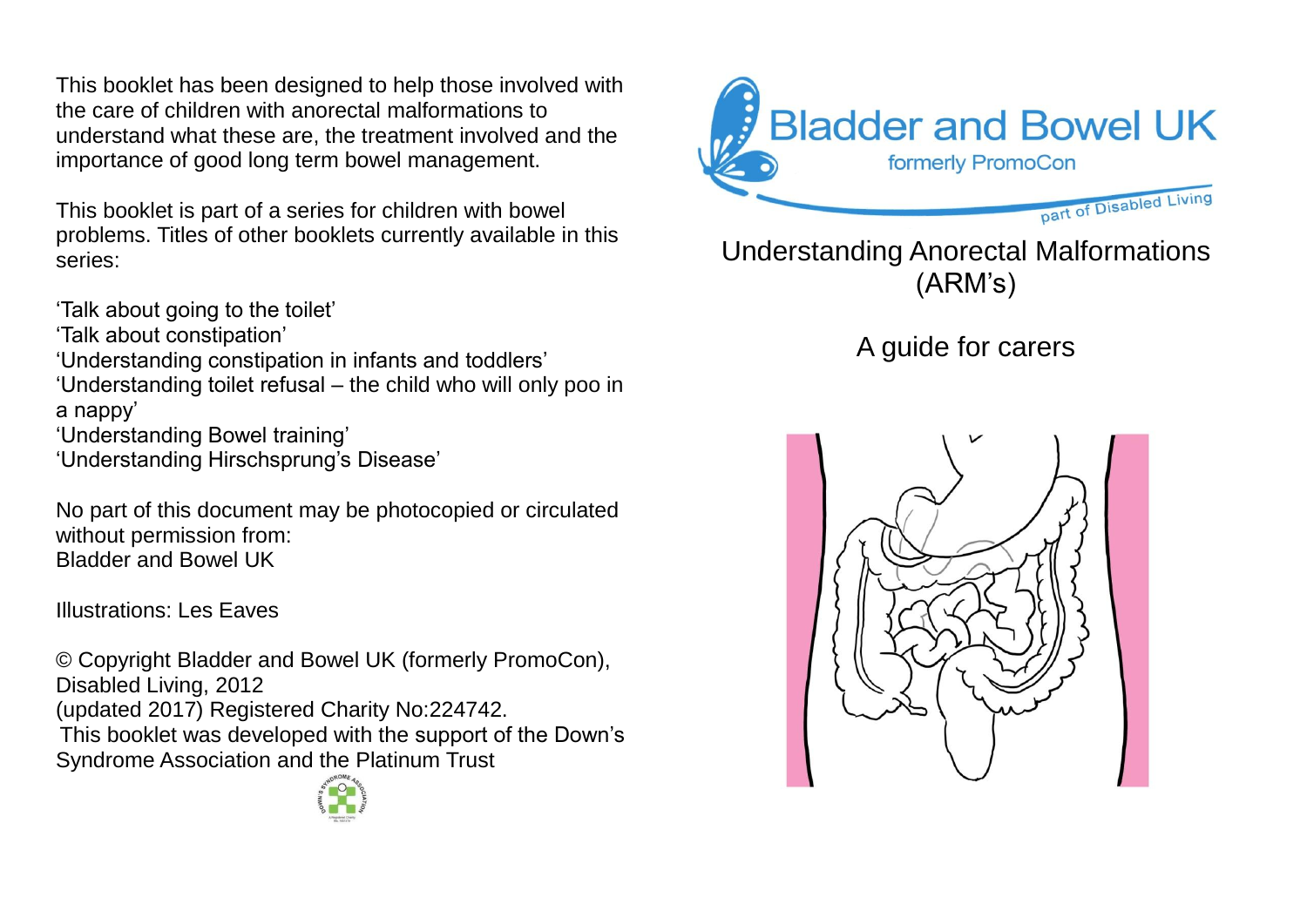This booklet has been designed to help those involved with the care of children with anorectal malformations to understand what these are, the treatment involved and the importance of good long term bowel management.

This booklet is part of a series for children with bowel problems. Titles of other booklets currently available in this series:

'Talk about going to the toilet'
'Talk about constipation'
'Understanding constipation in infants and toddlers'
'Understanding toilet refusal – the child who will only poo in a nappy'
'Understanding Bowel training'
'Understanding Hirschsprung's Disease'

No part of this document may be photocopied or circulated without permission from:
Bladder and Bowel UK

Illustrations: Les Eaves

© Copyright Bladder and Bowel UK (formerly PromoCon), Disabled Living, 2012
(updated 2017) Registered Charity No:224742.
This booklet was developed with the support of the Down's Syndrome Association and the Platinum Trust

Bladder and Bowel UK
formerly PromoCon
part of Disabled Living

# Understanding Anorectal Malformations (ARM's)

## A guide for carers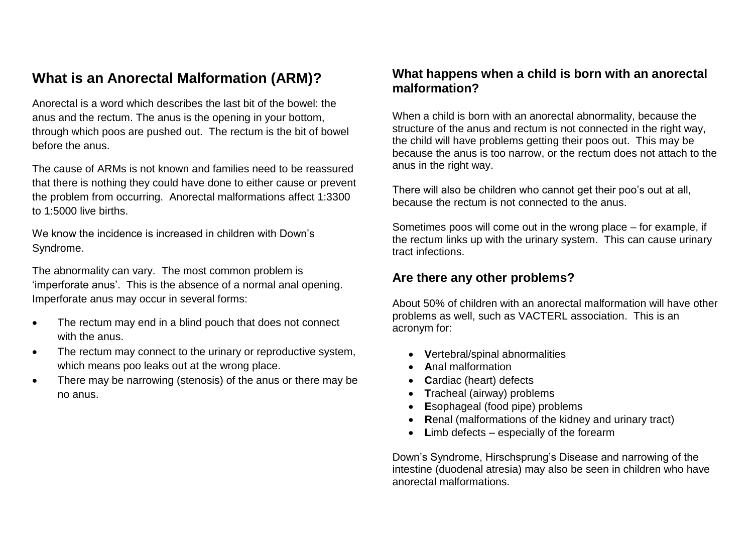## What is an Anorectal Malformation (ARM)?

Anorectal is a word which describes the last bit of the bowel: the anus and the rectum. The anus is the opening in your bottom, through which poos are pushed out. The rectum is the bit of bowel before the anus.

The cause of ARMs is not known and families need to be reassured that there is nothing they could have done to either cause or prevent the problem from occurring. Anorectal malformations affect 1:3300 to 1:5000 live births.

We know the incidence is increased in children with Down's Syndrome.

The abnormality can vary. The most common problem is 'imperforate anus'. This is the absence of a normal anal opening. Imperforate anus may occur in several forms:

- The rectum may end in a blind pouch that does not connect with the anus.
- The rectum may connect to the urinary or reproductive system, which means poo leaks out at the wrong place.
- There may be narrowing (stenosis) of the anus or there may be no anus.

### What happens when a child is born with an anorectal malformation?

When a child is born with an anorectal abnormality, because the structure of the anus and rectum is not connected in the right way, the child will have problems getting their poos out. This may be because the anus is too narrow, or the rectum does not attach to the anus in the right way.

There will also be children who cannot get their poo's out at all, because the rectum is not connected to the anus.

Sometimes poos will come out in the wrong place – for example, if the rectum links up with the urinary system. This can cause urinary tract infections.

## Are there any other problems?

About 50% of children with an anorectal malformation will have other problems as well, such as VACTERL association. This is an acronym for:

- **V**ertebral/spinal abnormalities
- **A**nal malformation
- **C**ardiac (heart) defects
- **T**racheal (airway) problems
- **E**sophageal (food pipe) problems
- **R**enal (malformations of the kidney and urinary tract)
- **L**imb defects – especially of the forearm

Down's Syndrome, Hirschsprung's Disease and narrowing of the intestine (duodenal atresia) may also be seen in children who have anorectal malformations.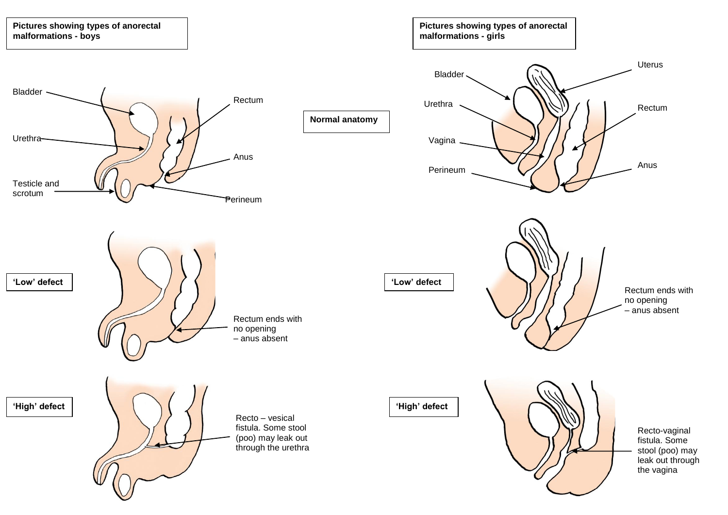**Pictures showing types of anorectal malformations - boys**

**Pictures showing types of anorectal malformations - girls**

**Normal anatomy**

Bladder

Urethra

Testicle and scrotum

Rectum

Anus

Perineum

Uterus

Vagina

**'Low' defect**

Rectum ends with no opening – anus absent

**'High' defect**

Recto – vesical fistula. Some stool (poo) may leak out through the urethra

Recto-vaginal fistula. Some stool (poo) may leak out through the vagina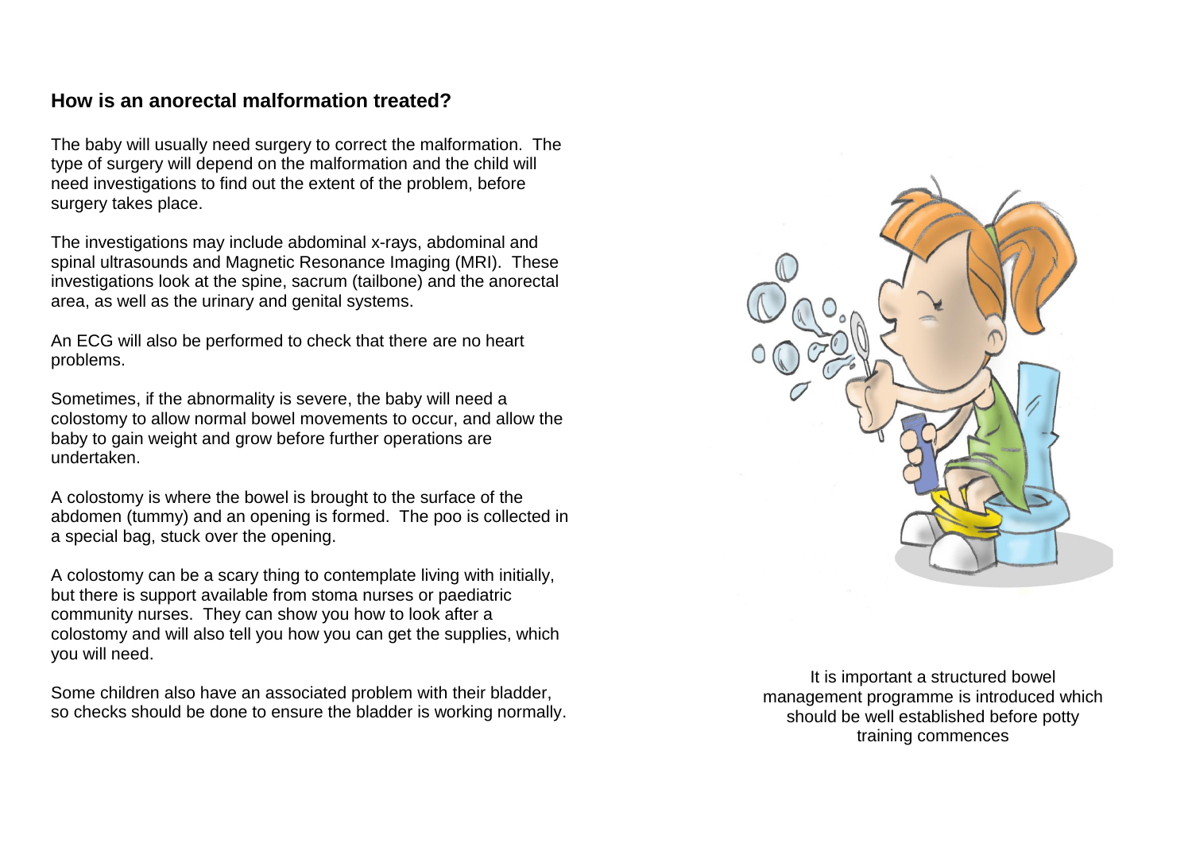## How is an anorectal malformation treated?

The baby will usually need surgery to correct the malformation. The type of surgery will depend on the malformation and the child will need investigations to find out the extent of the problem, before surgery takes place.

The investigations may include abdominal x-rays, abdominal and spinal ultrasounds and Magnetic Resonance Imaging (MRI). These investigations look at the spine, sacrum (tailbone) and the anorectal area, as well as the urinary and genital systems.

An ECG will also be performed to check that there are no heart problems.

Sometimes, if the abnormality is severe, the baby will need a colostomy to allow normal bowel movements to occur, and allow the baby to gain weight and grow before further operations are undertaken.

A colostomy is where the bowel is brought to the surface of the abdomen (tummy) and an opening is formed. The poo is collected in a special bag, stuck over the opening.

A colostomy can be a scary thing to contemplate living with initially, but there is support available from stoma nurses or paediatric community nurses. They can show you how to look after a colostomy and will also tell you how you can get the supplies, which you will need.

Some children also have an associated problem with their bladder, so checks should be done to ensure the bladder is working normally.

It is important a structured bowel management programme is introduced which should be well established before potty training commences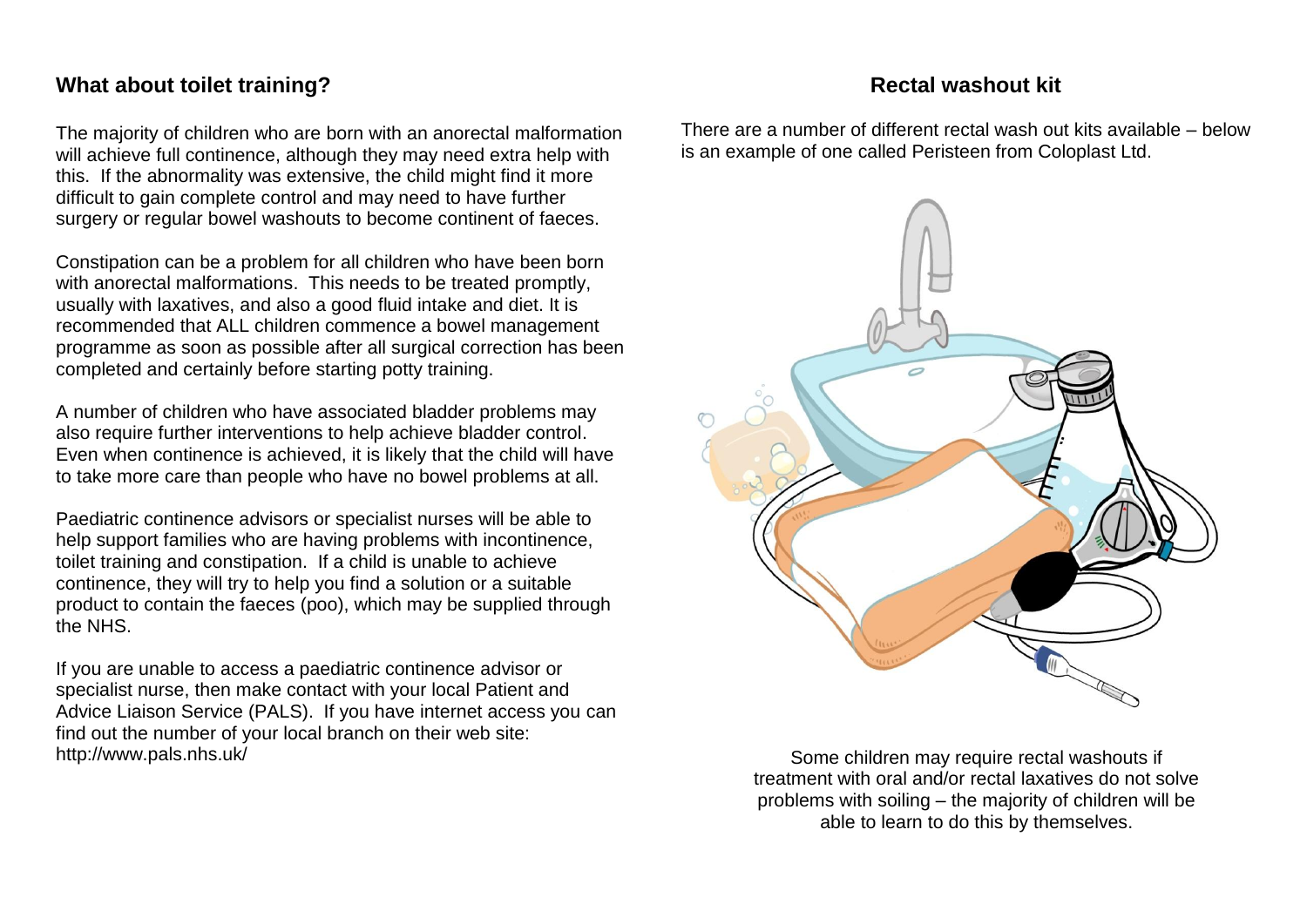## What about toilet training?

The majority of children who are born with an anorectal malformation will achieve full continence, although they may need extra help with this. If the abnormality was extensive, the child might find it more difficult to gain complete control and may need to have further surgery or regular bowel washouts to become continent of faeces.

Constipation can be a problem for all children who have been born with anorectal malformations. This needs to be treated promptly, usually with laxatives, and also a good fluid intake and diet. It is recommended that ALL children commence a bowel management programme as soon as possible after all surgical correction has been completed and certainly before starting potty training.

A number of children who have associated bladder problems may also require further interventions to help achieve bladder control. Even when continence is achieved, it is likely that the child will have to take more care than people who have no bowel problems at all.

Paediatric continence advisors or specialist nurses will be able to help support families who are having problems with incontinence, toilet training and constipation. If a child is unable to achieve continence, they will try to help you find a solution or a suitable product to contain the faeces (poo), which may be supplied through the NHS.

If you are unable to access a paediatric continence advisor or specialist nurse, then make contact with your local Patient and Advice Liaison Service (PALS). If you have internet access you can find out the number of your local branch on their web site: http://www.pals.nhs.uk/

## Rectal washout kit

There are a number of different rectal wash out kits available – below is an example of one called Peristeen from Coloplast Ltd.

Some children may require rectal washouts if treatment with oral and/or rectal laxatives do not solve problems with soiling – the majority of children will be able to learn to do this by themselves.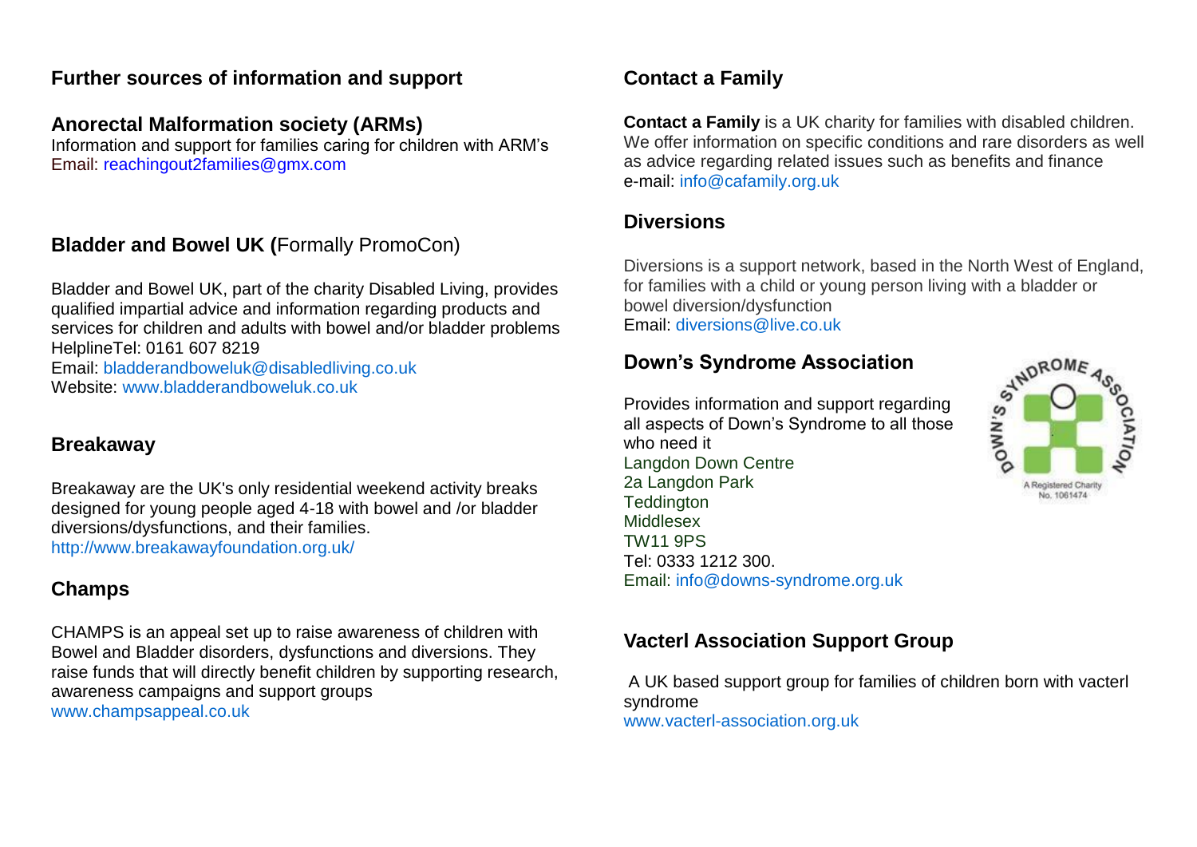## Further sources of information and support

### Anorectal Malformation society (ARMs)

Information and support for families caring for children with ARM's
Email: reachingout2families@gmx.com

### Bladder and Bowel UK (Formally PromoCon)

Bladder and Bowel UK, part of the charity Disabled Living, provides qualified impartial advice and information regarding products and services for children and adults with bowel and/or bladder problems
HelplineTel: 0161 607 8219
Email: bladderandboweluk@disabledliving.co.uk
Website: www.bladderandboweluk.co.uk

### Breakaway

Breakaway are the UK's only residential weekend activity breaks designed for young people aged 4-18 with bowel and /or bladder diversions/dysfunctions, and their families.
http://www.breakawayfoundation.org.uk/

### Champs

CHAMPS is an appeal set up to raise awareness of children with Bowel and Bladder disorders, dysfunctions and diversions. They raise funds that will directly benefit children by supporting research, awareness campaigns and support groups
www.champsappeal.co.uk

### Contact a Family

**Contact a Family** is a UK charity for families with disabled children. We offer information on specific conditions and rare disorders as well as advice regarding related issues such as benefits and finance
e-mail: info@cafamily.org.uk

### Diversions

Diversions is a support network, based in the North West of England, for families with a child or young person living with a bladder or bowel diversion/dysfunction
Email: diversions@live.co.uk

### Down's Syndrome Association

Provides information and support regarding all aspects of Down's Syndrome to all those who need it
Langdon Down Centre
2a Langdon Park
Teddington
Middlesex
TW11 9PS
Tel: 0333 1212 300.
Email: info@downs-syndrome.org.uk

DOWN'S SYNDROME ASSOCIATION
A Registered Charity No. 1061474

### Vacterl Association Support Group

A UK based support group for families of children born with vacterl syndrome
www.vacterl-association.org.uk